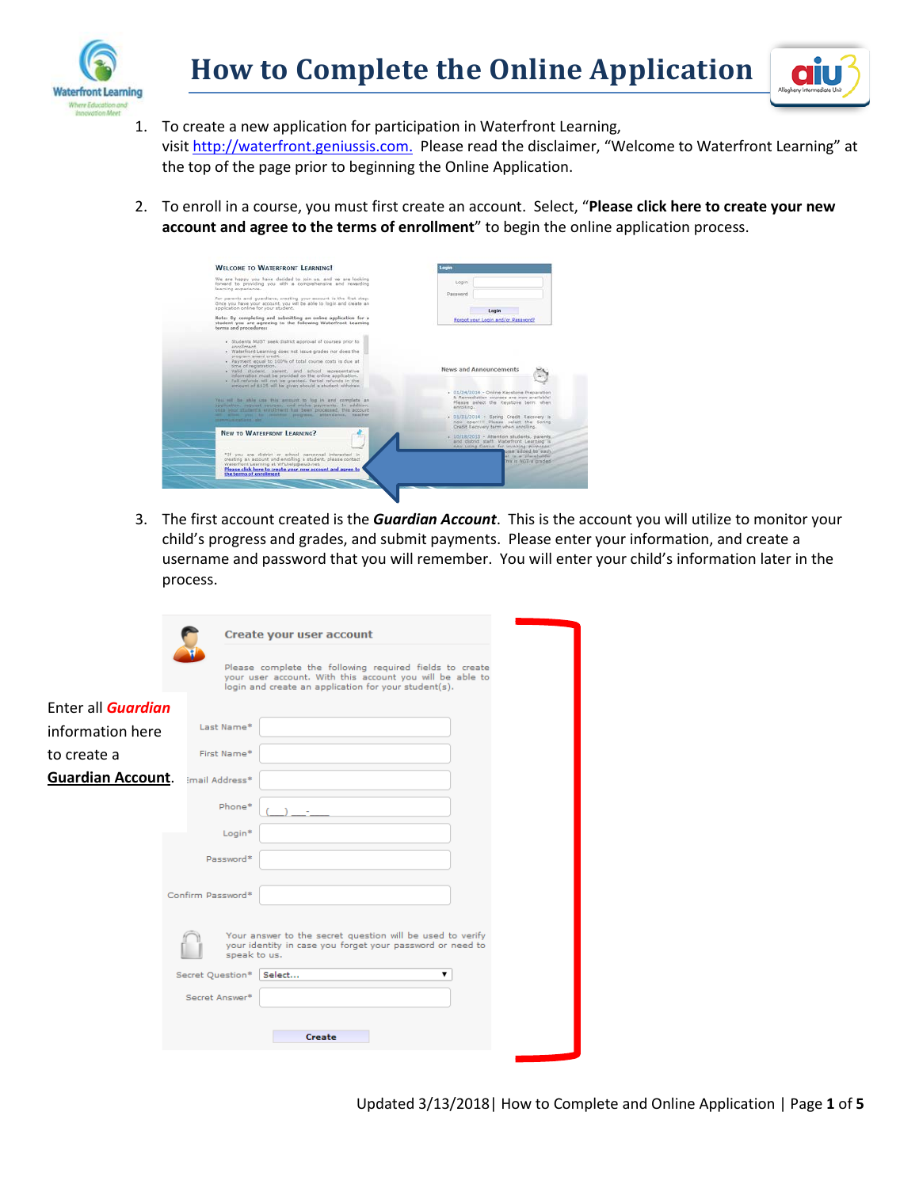# How to Complete the Online Application

1. To create a new application for participation in Waterfront Learning, visit http://waterfront.geniussis.com. Please read the disclaimer, "Welcome to Waterfront Learning" at the top of the page prior to beginning the Online Application.

2. To enroll in a course, you must first create an account. Select, "**Please click here to create your new account and agree to the terms of enrollment**" to begin the online application process.

3. The first account created is the ***Guardian Account***. This is the account you will utilize to monitor your child's progress and grades, and submit payments. Please enter your information, and create a username and password that you will remember. You will enter your child's information later in the process.

Enter all ***Guardian*** information here to create a **Guardian Account**.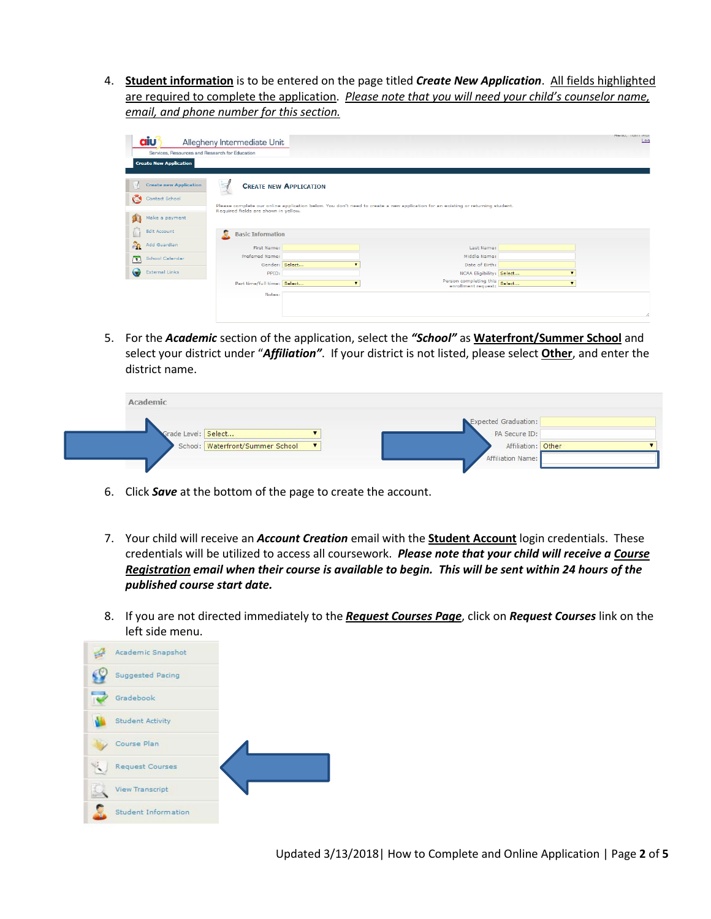4. **<u>Student information</u>** is to be entered on the page titled ***Create New Application***. <u>All fields highlighted are required to complete the application</u>. *<u>Please note that you will need your child's counselor name, email, and phone number for this section.</u>*

5. For the ***Academic*** section of the application, select the ***"School"*** as **<u>Waterfront/Summer School</u>** and select your district under "***Affiliation***". If your district is not listed, please select **<u>Other</u>**, and enter the district name.

6. Click ***Save*** at the bottom of the page to create the account.

7. Your child will receive an ***Account Creation*** email with the **<u>Student Account</u>** login credentials. These credentials will be utilized to access all coursework. ***Please note that your child will receive a <u>Course Registration</u> email when their course is available to begin. This will be sent within 24 hours of the published course start date.***

8. If you are not directed immediately to the ***<u>Request Courses Page</u>***, click on ***Request Courses*** link on the left side menu.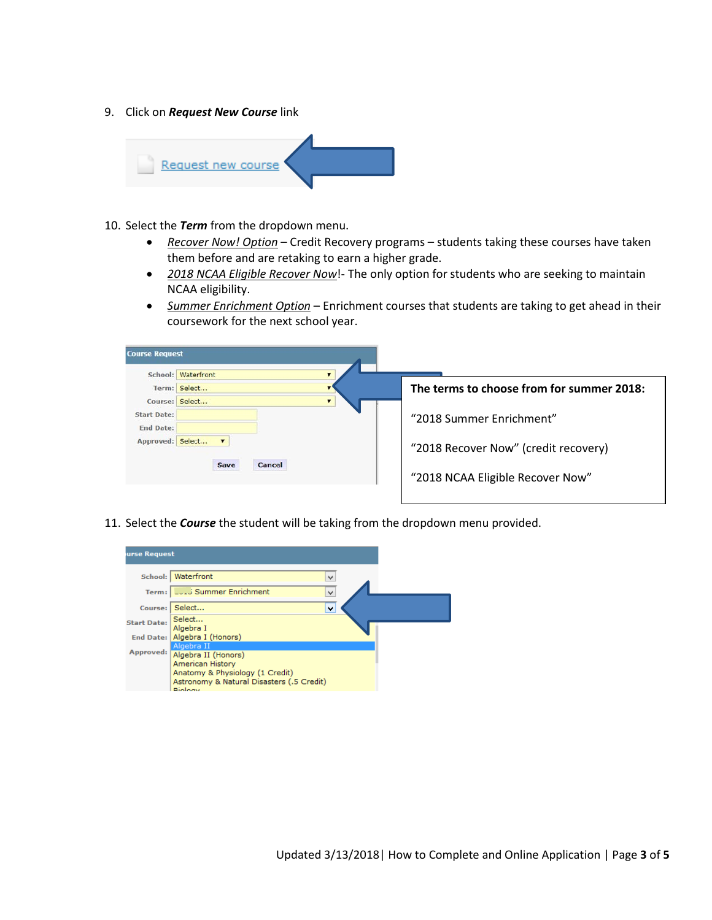9. Click on ***Request New Course*** link

10. Select the ***Term*** from the dropdown menu.
    - *Recover Now! Option* – Credit Recovery programs – students taking these courses have taken them before and are retaking to earn a higher grade.
    - *2018 NCAA Eligible Recover Now*!- The only option for students who are seeking to maintain NCAA eligibility.
    - *Summer Enrichment Option* – Enrichment courses that students are taking to get ahead in their coursework for the next school year.

**The terms to choose from for summer 2018:**

"2018 Summer Enrichment"

"2018 Recover Now" (credit recovery)

"2018 NCAA Eligible Recover Now"

11. Select the ***Course*** the student will be taking from the dropdown menu provided.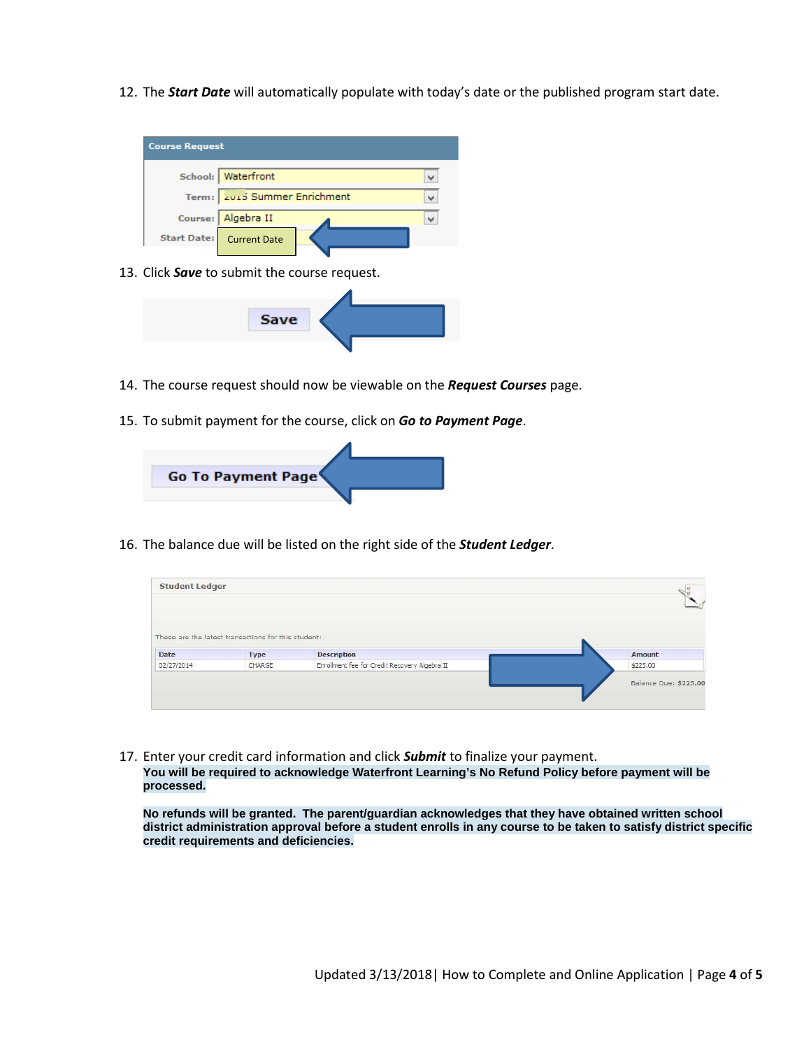12. The ***Start Date*** will automatically populate with today's date or the published program start date.

13. Click ***Save*** to submit the course request.

14. The course request should now be viewable on the ***Request Courses*** page.

15. To submit payment for the course, click on ***Go to Payment Page***.

16. The balance due will be listed on the right side of the ***Student Ledger***.

17. Enter your credit card information and click ***Submit*** to finalize your payment.

    **You will be required to acknowledge Waterfront Learning's No Refund Policy before payment will be processed.**

    **No refunds will be granted. The parent/guardian acknowledges that they have obtained written school district administration approval before a student enrolls in any course to be taken to satisfy district specific credit requirements and deficiencies.**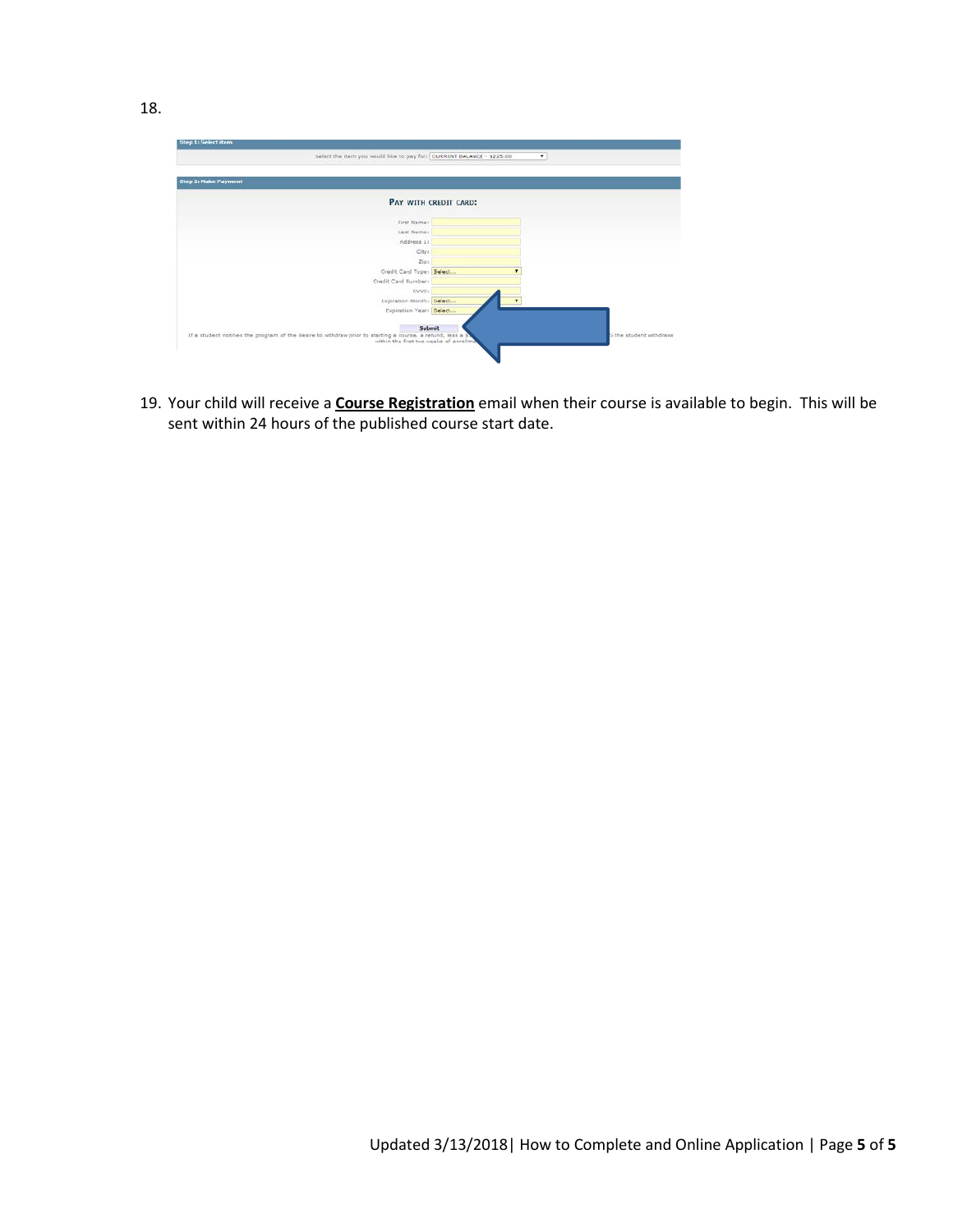18.

19. Your child will receive a **Course Registration** email when their course is available to begin. This will be sent within 24 hours of the published course start date.